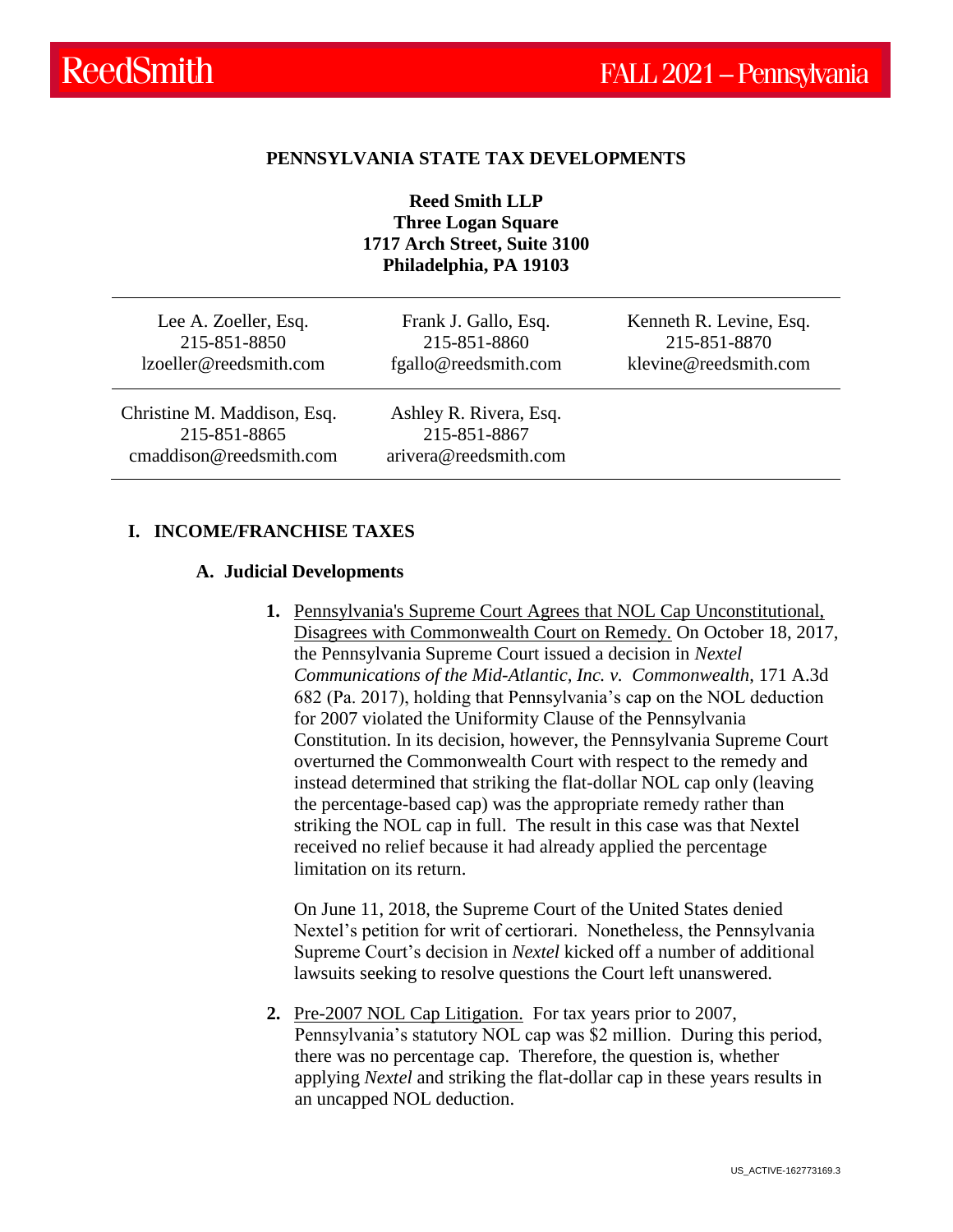ReedSmith FALL 2021 – Pennsylvania

**PENNSYLVANIA STATE TAX DEVELOPMENTS**

**Reed Smith LLP**
**Three Logan Square**
**1717 Arch Street, Suite 3100**
**Philadelphia, PA 19103**

| | | |
|---|---|---|
| Lee A. Zoeller, Esq.<br>215-851-8850<br>lzoeller@reedsmith.com | Frank J. Gallo, Esq.<br>215-851-8860<br>fgallo@reedsmith.com | Kenneth R. Levine, Esq.<br>215-851-8870<br>klevine@reedsmith.com |
| Christine M. Maddison, Esq.<br>215-851-8865<br>cmaddison@reedsmith.com | Ashley R. Rivera, Esq.<br>215-851-8867<br>arivera@reedsmith.com | |

## I. INCOME/FRANCHISE TAXES

### A. Judicial Developments

1. Pennsylvania's Supreme Court Agrees that NOL Cap Unconstitutional, Disagrees with Commonwealth Court on Remedy. On October 18, 2017, the Pennsylvania Supreme Court issued a decision in *Nextel Communications of the Mid-Atlantic, Inc. v. Commonwealth*, 171 A.3d 682 (Pa. 2017), holding that Pennsylvania's cap on the NOL deduction for 2007 violated the Uniformity Clause of the Pennsylvania Constitution. In its decision, however, the Pennsylvania Supreme Court overturned the Commonwealth Court with respect to the remedy and instead determined that striking the flat-dollar NOL cap only (leaving the percentage-based cap) was the appropriate remedy rather than striking the NOL cap in full. The result in this case was that Nextel received no relief because it had already applied the percentage limitation on its return.

   On June 11, 2018, the Supreme Court of the United States denied Nextel's petition for writ of certiorari. Nonetheless, the Pennsylvania Supreme Court's decision in *Nextel* kicked off a number of additional lawsuits seeking to resolve questions the Court left unanswered.

2. Pre-2007 NOL Cap Litigation. For tax years prior to 2007, Pennsylvania's statutory NOL cap was $2 million. During this period, there was no percentage cap. Therefore, the question is, whether applying *Nextel* and striking the flat-dollar cap in these years results in an uncapped NOL deduction.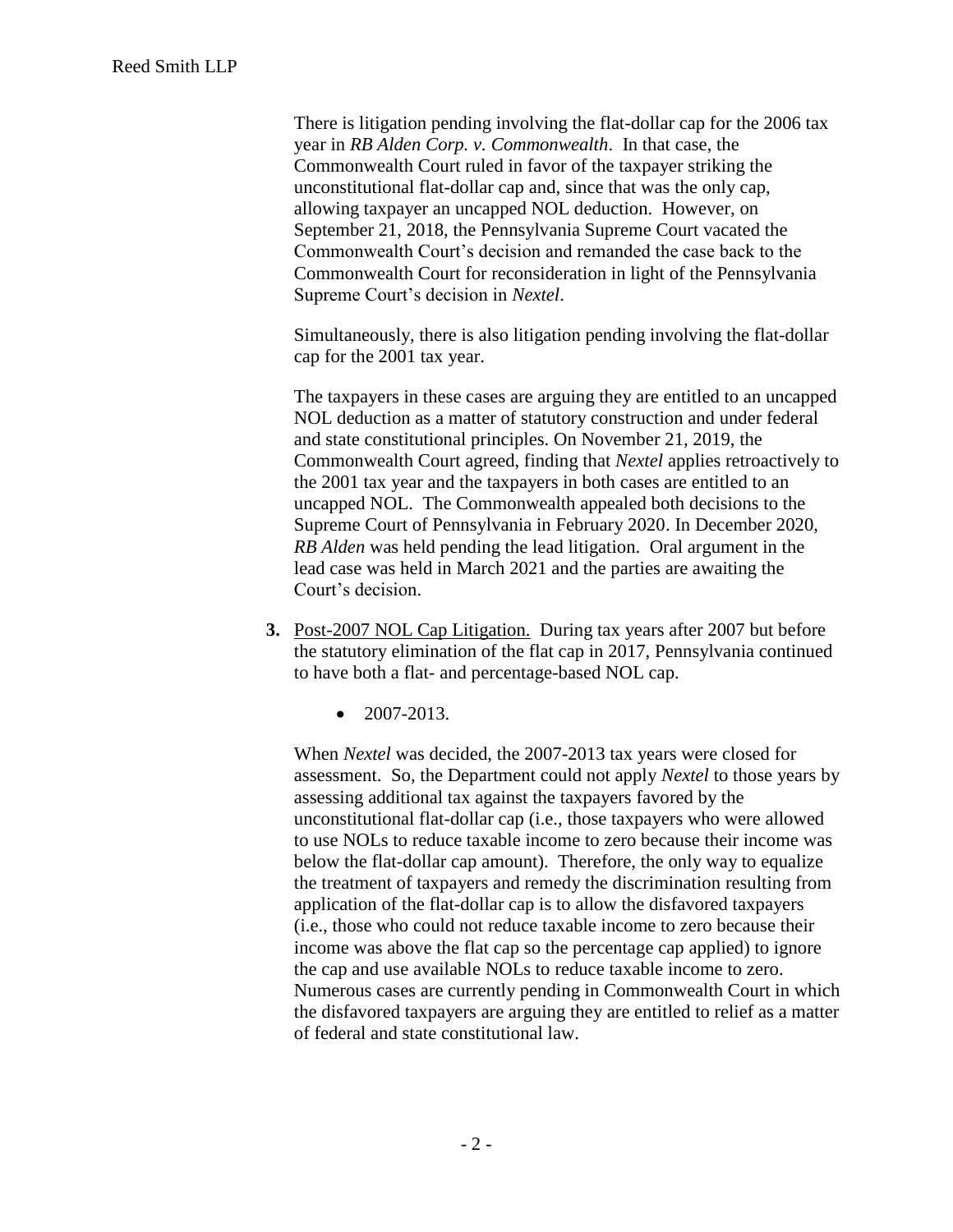There is litigation pending involving the flat-dollar cap for the 2006 tax year in *RB Alden Corp. v. Commonwealth*. In that case, the Commonwealth Court ruled in favor of the taxpayer striking the unconstitutional flat-dollar cap and, since that was the only cap, allowing taxpayer an uncapped NOL deduction. However, on September 21, 2018, the Pennsylvania Supreme Court vacated the Commonwealth Court's decision and remanded the case back to the Commonwealth Court for reconsideration in light of the Pennsylvania Supreme Court's decision in *Nextel*.

Simultaneously, there is also litigation pending involving the flat-dollar cap for the 2001 tax year.

The taxpayers in these cases are arguing they are entitled to an uncapped NOL deduction as a matter of statutory construction and under federal and state constitutional principles. On November 21, 2019, the Commonwealth Court agreed, finding that *Nextel* applies retroactively to the 2001 tax year and the taxpayers in both cases are entitled to an uncapped NOL. The Commonwealth appealed both decisions to the Supreme Court of Pennsylvania in February 2020. In December 2020, *RB Alden* was held pending the lead litigation. Oral argument in the lead case was held in March 2021 and the parties are awaiting the Court's decision.

**3.** <u>Post-2007 NOL Cap Litigation.</u> During tax years after 2007 but before the statutory elimination of the flat cap in 2017, Pennsylvania continued to have both a flat- and percentage-based NOL cap.

- 2007-2013.

When *Nextel* was decided, the 2007-2013 tax years were closed for assessment. So, the Department could not apply *Nextel* to those years by assessing additional tax against the taxpayers favored by the unconstitutional flat-dollar cap (i.e., those taxpayers who were allowed to use NOLs to reduce taxable income to zero because their income was below the flat-dollar cap amount). Therefore, the only way to equalize the treatment of taxpayers and remedy the discrimination resulting from application of the flat-dollar cap is to allow the disfavored taxpayers (i.e., those who could not reduce taxable income to zero because their income was above the flat cap so the percentage cap applied) to ignore the cap and use available NOLs to reduce taxable income to zero. Numerous cases are currently pending in Commonwealth Court in which the disfavored taxpayers are arguing they are entitled to relief as a matter of federal and state constitutional law.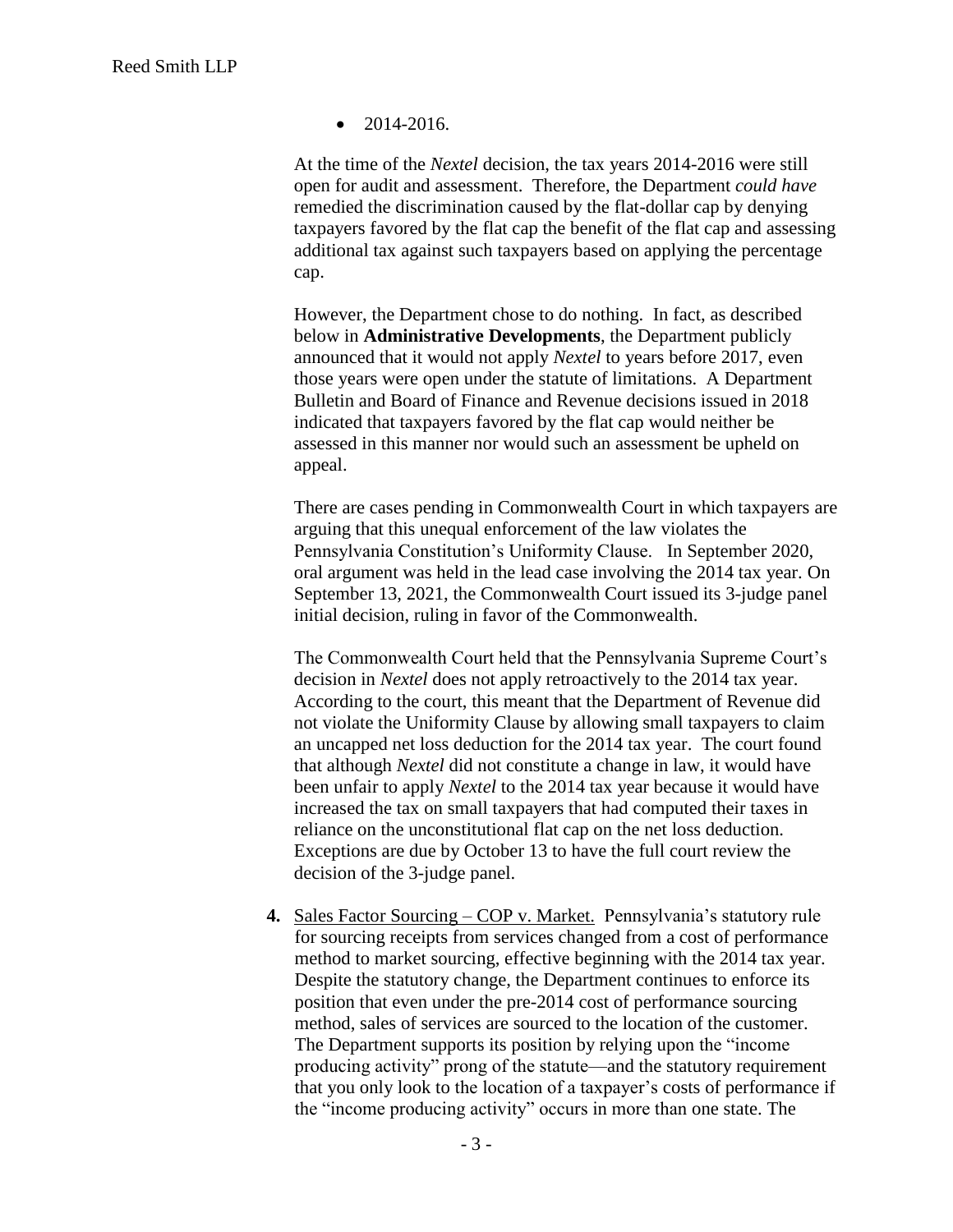- 2014-2016.

At the time of the *Nextel* decision, the tax years 2014-2016 were still open for audit and assessment. Therefore, the Department *could have* remedied the discrimination caused by the flat-dollar cap by denying taxpayers favored by the flat cap the benefit of the flat cap and assessing additional tax against such taxpayers based on applying the percentage cap.

However, the Department chose to do nothing. In fact, as described below in **Administrative Developments**, the Department publicly announced that it would not apply *Nextel* to years before 2017, even those years were open under the statute of limitations. A Department Bulletin and Board of Finance and Revenue decisions issued in 2018 indicated that taxpayers favored by the flat cap would neither be assessed in this manner nor would such an assessment be upheld on appeal.

There are cases pending in Commonwealth Court in which taxpayers are arguing that this unequal enforcement of the law violates the Pennsylvania Constitution's Uniformity Clause. In September 2020, oral argument was held in the lead case involving the 2014 tax year. On September 13, 2021, the Commonwealth Court issued its 3-judge panel initial decision, ruling in favor of the Commonwealth.

The Commonwealth Court held that the Pennsylvania Supreme Court's decision in *Nextel* does not apply retroactively to the 2014 tax year. According to the court, this meant that the Department of Revenue did not violate the Uniformity Clause by allowing small taxpayers to claim an uncapped net loss deduction for the 2014 tax year. The court found that although *Nextel* did not constitute a change in law, it would have been unfair to apply *Nextel* to the 2014 tax year because it would have increased the tax on small taxpayers that had computed their taxes in reliance on the unconstitutional flat cap on the net loss deduction. Exceptions are due by October 13 to have the full court review the decision of the 3-judge panel.

**4.** <u>Sales Factor Sourcing – COP v. Market.</u> Pennsylvania's statutory rule for sourcing receipts from services changed from a cost of performance method to market sourcing, effective beginning with the 2014 tax year. Despite the statutory change, the Department continues to enforce its position that even under the pre-2014 cost of performance sourcing method, sales of services are sourced to the location of the customer. The Department supports its position by relying upon the "income producing activity" prong of the statute—and the statutory requirement that you only look to the location of a taxpayer's costs of performance if the "income producing activity" occurs in more than one state. The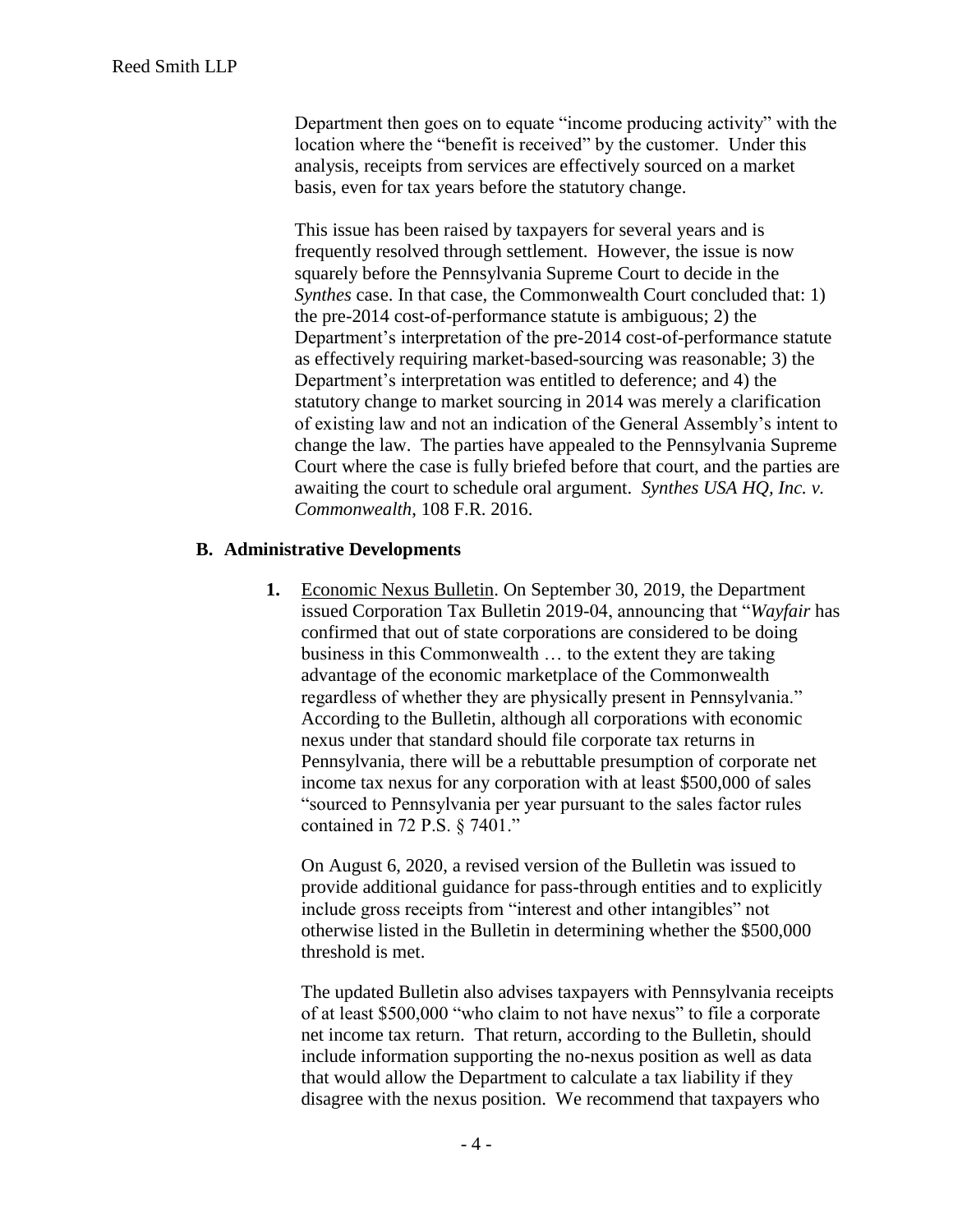Department then goes on to equate "income producing activity" with the location where the "benefit is received" by the customer. Under this analysis, receipts from services are effectively sourced on a market basis, even for tax years before the statutory change.

This issue has been raised by taxpayers for several years and is frequently resolved through settlement. However, the issue is now squarely before the Pennsylvania Supreme Court to decide in the *Synthes* case. In that case, the Commonwealth Court concluded that: 1) the pre-2014 cost-of-performance statute is ambiguous; 2) the Department's interpretation of the pre-2014 cost-of-performance statute as effectively requiring market-based-sourcing was reasonable; 3) the Department's interpretation was entitled to deference; and 4) the statutory change to market sourcing in 2014 was merely a clarification of existing law and not an indication of the General Assembly's intent to change the law. The parties have appealed to the Pennsylvania Supreme Court where the case is fully briefed before that court, and the parties are awaiting the court to schedule oral argument. *Synthes USA HQ, Inc. v. Commonwealth*, 108 F.R. 2016.

### B. Administrative Developments

1. <u>Economic Nexus Bulletin</u>. On September 30, 2019, the Department issued Corporation Tax Bulletin 2019-04, announcing that "*Wayfair* has confirmed that out of state corporations are considered to be doing business in this Commonwealth … to the extent they are taking advantage of the economic marketplace of the Commonwealth regardless of whether they are physically present in Pennsylvania." According to the Bulletin, although all corporations with economic nexus under that standard should file corporate tax returns in Pennsylvania, there will be a rebuttable presumption of corporate net income tax nexus for any corporation with at least $500,000 of sales "sourced to Pennsylvania per year pursuant to the sales factor rules contained in 72 P.S. § 7401."

   On August 6, 2020, a revised version of the Bulletin was issued to provide additional guidance for pass-through entities and to explicitly include gross receipts from "interest and other intangibles" not otherwise listed in the Bulletin in determining whether the $500,000 threshold is met.

   The updated Bulletin also advises taxpayers with Pennsylvania receipts of at least $500,000 "who claim to not have nexus" to file a corporate net income tax return. That return, according to the Bulletin, should include information supporting the no-nexus position as well as data that would allow the Department to calculate a tax liability if they disagree with the nexus position. We recommend that taxpayers who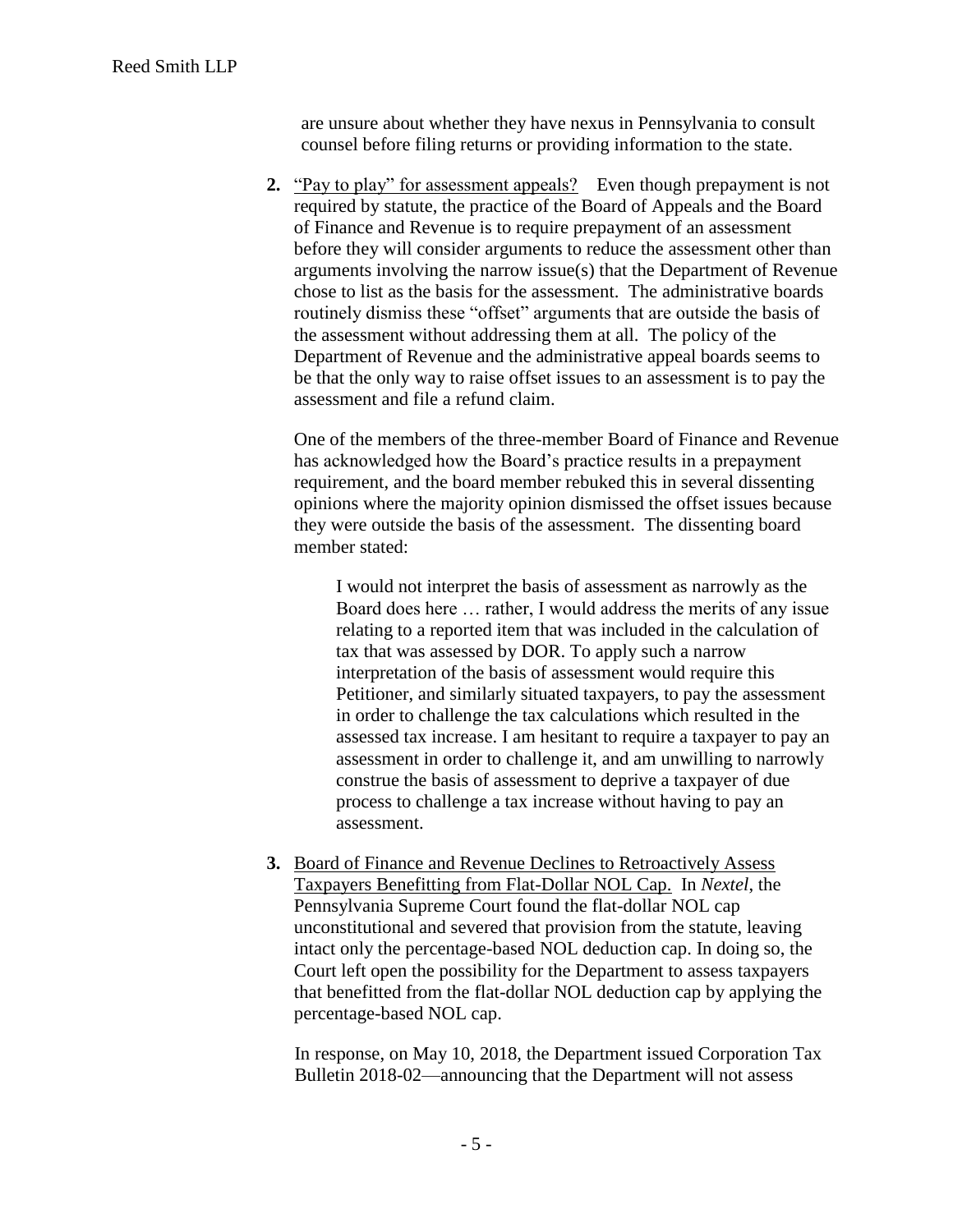are unsure about whether they have nexus in Pennsylvania to consult counsel before filing returns or providing information to the state.

2. <u>"Pay to play" for assessment appeals?</u> Even though prepayment is not required by statute, the practice of the Board of Appeals and the Board of Finance and Revenue is to require prepayment of an assessment before they will consider arguments to reduce the assessment other than arguments involving the narrow issue(s) that the Department of Revenue chose to list as the basis for the assessment. The administrative boards routinely dismiss these "offset" arguments that are outside the basis of the assessment without addressing them at all. The policy of the Department of Revenue and the administrative appeal boards seems to be that the only way to raise offset issues to an assessment is to pay the assessment and file a refund claim.

   One of the members of the three-member Board of Finance and Revenue has acknowledged how the Board's practice results in a prepayment requirement, and the board member rebuked this in several dissenting opinions where the majority opinion dismissed the offset issues because they were outside the basis of the assessment. The dissenting board member stated:

   > I would not interpret the basis of assessment as narrowly as the Board does here … rather, I would address the merits of any issue relating to a reported item that was included in the calculation of tax that was assessed by DOR. To apply such a narrow interpretation of the basis of assessment would require this Petitioner, and similarly situated taxpayers, to pay the assessment in order to challenge the tax calculations which resulted in the assessed tax increase. I am hesitant to require a taxpayer to pay an assessment in order to challenge it, and am unwilling to narrowly construe the basis of assessment to deprive a taxpayer of due process to challenge a tax increase without having to pay an assessment.

3. <u>Board of Finance and Revenue Declines to Retroactively Assess Taxpayers Benefitting from Flat-Dollar NOL Cap.</u> In *Nextel*, the Pennsylvania Supreme Court found the flat-dollar NOL cap unconstitutional and severed that provision from the statute, leaving intact only the percentage-based NOL deduction cap. In doing so, the Court left open the possibility for the Department to assess taxpayers that benefitted from the flat-dollar NOL deduction cap by applying the percentage-based NOL cap.

   In response, on May 10, 2018, the Department issued Corporation Tax Bulletin 2018-02—announcing that the Department will not assess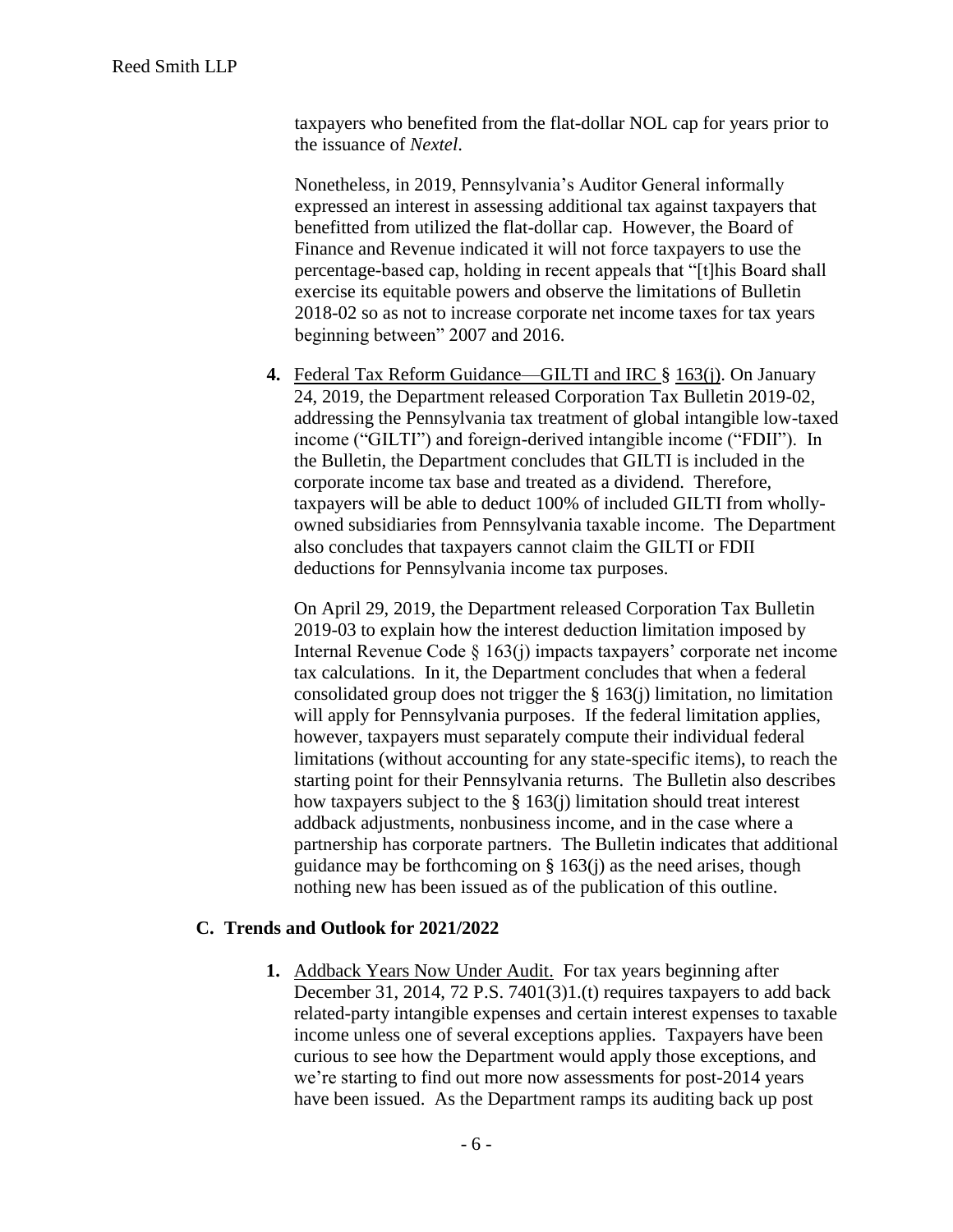taxpayers who benefited from the flat-dollar NOL cap for years prior to the issuance of *Nextel*.

Nonetheless, in 2019, Pennsylvania's Auditor General informally expressed an interest in assessing additional tax against taxpayers that benefitted from utilized the flat-dollar cap. However, the Board of Finance and Revenue indicated it will not force taxpayers to use the percentage-based cap, holding in recent appeals that "[t]his Board shall exercise its equitable powers and observe the limitations of Bulletin 2018-02 so as not to increase corporate net income taxes for tax years beginning between" 2007 and 2016.

**4.** Federal Tax Reform Guidance—GILTI and IRC § 163(j). On January 24, 2019, the Department released Corporation Tax Bulletin 2019-02, addressing the Pennsylvania tax treatment of global intangible low-taxed income ("GILTI") and foreign-derived intangible income ("FDII"). In the Bulletin, the Department concludes that GILTI is included in the corporate income tax base and treated as a dividend. Therefore, taxpayers will be able to deduct 100% of included GILTI from wholly-owned subsidiaries from Pennsylvania taxable income. The Department also concludes that taxpayers cannot claim the GILTI or FDII deductions for Pennsylvania income tax purposes.

On April 29, 2019, the Department released Corporation Tax Bulletin 2019-03 to explain how the interest deduction limitation imposed by Internal Revenue Code § 163(j) impacts taxpayers' corporate net income tax calculations. In it, the Department concludes that when a federal consolidated group does not trigger the § 163(j) limitation, no limitation will apply for Pennsylvania purposes. If the federal limitation applies, however, taxpayers must separately compute their individual federal limitations (without accounting for any state-specific items), to reach the starting point for their Pennsylvania returns. The Bulletin also describes how taxpayers subject to the § 163(j) limitation should treat interest addback adjustments, nonbusiness income, and in the case where a partnership has corporate partners. The Bulletin indicates that additional guidance may be forthcoming on § 163(j) as the need arises, though nothing new has been issued as of the publication of this outline.

### C. Trends and Outlook for 2021/2022

**1.** Addback Years Now Under Audit. For tax years beginning after December 31, 2014, 72 P.S. 7401(3)1.(t) requires taxpayers to add back related-party intangible expenses and certain interest expenses to taxable income unless one of several exceptions applies. Taxpayers have been curious to see how the Department would apply those exceptions, and we're starting to find out more now assessments for post-2014 years have been issued. As the Department ramps its auditing back up post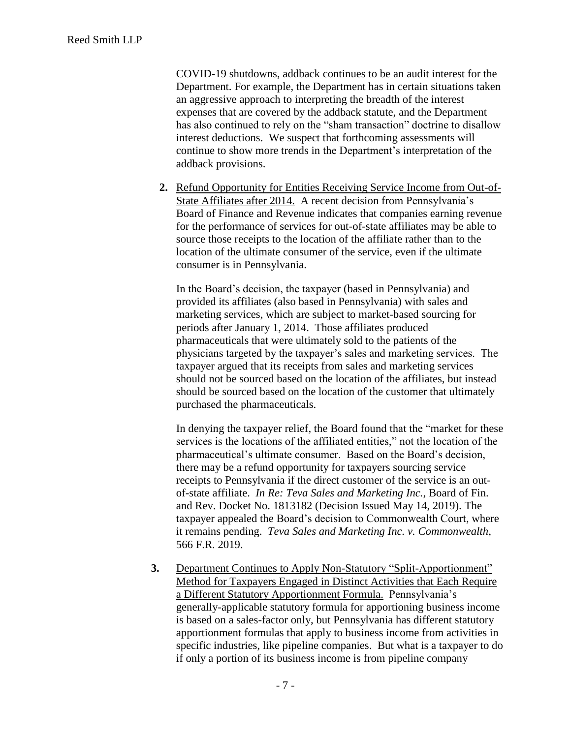COVID-19 shutdowns, addback continues to be an audit interest for the Department. For example, the Department has in certain situations taken an aggressive approach to interpreting the breadth of the interest expenses that are covered by the addback statute, and the Department has also continued to rely on the "sham transaction" doctrine to disallow interest deductions. We suspect that forthcoming assessments will continue to show more trends in the Department's interpretation of the addback provisions.

**2.** Refund Opportunity for Entities Receiving Service Income from Out-of-State Affiliates after 2014. A recent decision from Pennsylvania's Board of Finance and Revenue indicates that companies earning revenue for the performance of services for out-of-state affiliates may be able to source those receipts to the location of the affiliate rather than to the location of the ultimate consumer of the service, even if the ultimate consumer is in Pennsylvania.

In the Board's decision, the taxpayer (based in Pennsylvania) and provided its affiliates (also based in Pennsylvania) with sales and marketing services, which are subject to market-based sourcing for periods after January 1, 2014. Those affiliates produced pharmaceuticals that were ultimately sold to the patients of the physicians targeted by the taxpayer's sales and marketing services. The taxpayer argued that its receipts from sales and marketing services should not be sourced based on the location of the affiliates, but instead should be sourced based on the location of the customer that ultimately purchased the pharmaceuticals.

In denying the taxpayer relief, the Board found that the "market for these services is the locations of the affiliated entities," not the location of the pharmaceutical's ultimate consumer. Based on the Board's decision, there may be a refund opportunity for taxpayers sourcing service receipts to Pennsylvania if the direct customer of the service is an out-of-state affiliate. *In Re: Teva Sales and Marketing Inc.*, Board of Fin. and Rev. Docket No. 1813182 (Decision Issued May 14, 2019). The taxpayer appealed the Board's decision to Commonwealth Court, where it remains pending. *Teva Sales and Marketing Inc. v. Commonwealth*, 566 F.R. 2019.

**3.** Department Continues to Apply Non-Statutory "Split-Apportionment" Method for Taxpayers Engaged in Distinct Activities that Each Require a Different Statutory Apportionment Formula. Pennsylvania's generally-applicable statutory formula for apportioning business income is based on a sales-factor only, but Pennsylvania has different statutory apportionment formulas that apply to business income from activities in specific industries, like pipeline companies. But what is a taxpayer to do if only a portion of its business income is from pipeline company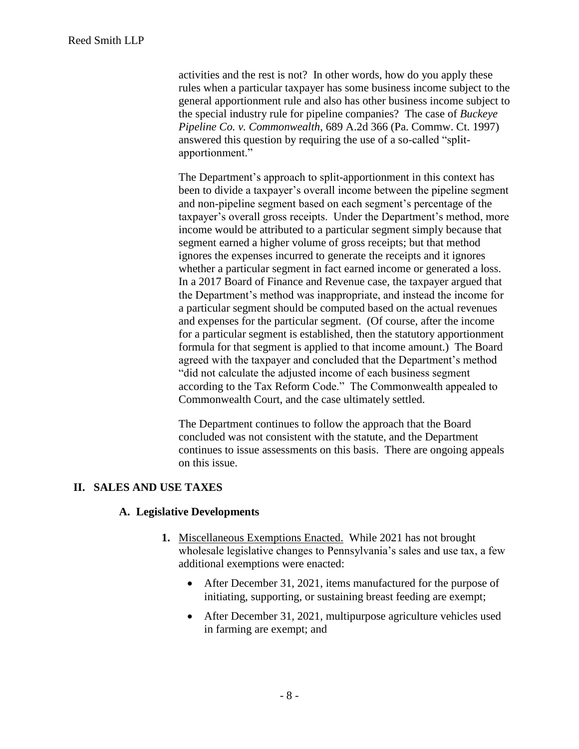activities and the rest is not? In other words, how do you apply these rules when a particular taxpayer has some business income subject to the general apportionment rule and also has other business income subject to the special industry rule for pipeline companies? The case of *Buckeye Pipeline Co. v. Commonwealth*, 689 A.2d 366 (Pa. Commw. Ct. 1997) answered this question by requiring the use of a so-called "split-apportionment."

The Department's approach to split-apportionment in this context has been to divide a taxpayer's overall income between the pipeline segment and non-pipeline segment based on each segment's percentage of the taxpayer's overall gross receipts. Under the Department's method, more income would be attributed to a particular segment simply because that segment earned a higher volume of gross receipts; but that method ignores the expenses incurred to generate the receipts and it ignores whether a particular segment in fact earned income or generated a loss. In a 2017 Board of Finance and Revenue case, the taxpayer argued that the Department's method was inappropriate, and instead the income for a particular segment should be computed based on the actual revenues and expenses for the particular segment. (Of course, after the income for a particular segment is established, then the statutory apportionment formula for that segment is applied to that income amount.) The Board agreed with the taxpayer and concluded that the Department's method "did not calculate the adjusted income of each business segment according to the Tax Reform Code." The Commonwealth appealed to Commonwealth Court, and the case ultimately settled.

The Department continues to follow the approach that the Board concluded was not consistent with the statute, and the Department continues to issue assessments on this basis. There are ongoing appeals on this issue.

## II. SALES AND USE TAXES

### A. Legislative Developments

1. Miscellaneous Exemptions Enacted. While 2021 has not brought wholesale legislative changes to Pennsylvania's sales and use tax, a few additional exemptions were enacted:

   - After December 31, 2021, items manufactured for the purpose of initiating, supporting, or sustaining breast feeding are exempt;
   - After December 31, 2021, multipurpose agriculture vehicles used in farming are exempt; and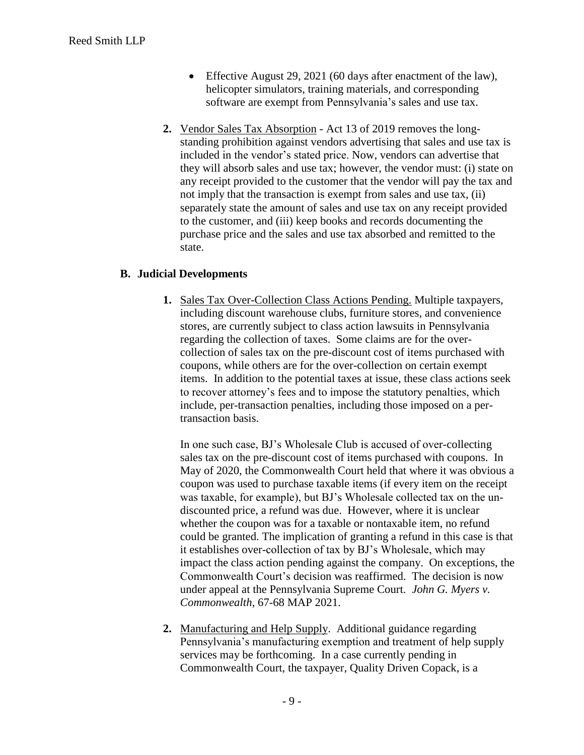- Effective August 29, 2021 (60 days after enactment of the law), helicopter simulators, training materials, and corresponding software are exempt from Pennsylvania's sales and use tax.

2. Vendor Sales Tax Absorption - Act 13 of 2019 removes the long-standing prohibition against vendors advertising that sales and use tax is included in the vendor's stated price. Now, vendors can advertise that they will absorb sales and use tax; however, the vendor must: (i) state on any receipt provided to the customer that the vendor will pay the tax and not imply that the transaction is exempt from sales and use tax, (ii) separately state the amount of sales and use tax on any receipt provided to the customer, and (iii) keep books and records documenting the purchase price and the sales and use tax absorbed and remitted to the state.

## B. Judicial Developments

1. Sales Tax Over-Collection Class Actions Pending. Multiple taxpayers, including discount warehouse clubs, furniture stores, and convenience stores, are currently subject to class action lawsuits in Pennsylvania regarding the collection of taxes. Some claims are for the over-collection of sales tax on the pre-discount cost of items purchased with coupons, while others are for the over-collection on certain exempt items. In addition to the potential taxes at issue, these class actions seek to recover attorney's fees and to impose the statutory penalties, which include, per-transaction penalties, including those imposed on a per-transaction basis.

   In one such case, BJ's Wholesale Club is accused of over-collecting sales tax on the pre-discount cost of items purchased with coupons. In May of 2020, the Commonwealth Court held that where it was obvious a coupon was used to purchase taxable items (if every item on the receipt was taxable, for example), but BJ's Wholesale collected tax on the un-discounted price, a refund was due. However, where it is unclear whether the coupon was for a taxable or nontaxable item, no refund could be granted. The implication of granting a refund in this case is that it establishes over-collection of tax by BJ's Wholesale, which may impact the class action pending against the company. On exceptions, the Commonwealth Court's decision was reaffirmed. The decision is now under appeal at the Pennsylvania Supreme Court. *John G. Myers v. Commonwealth*, 67-68 MAP 2021.

2. Manufacturing and Help Supply. Additional guidance regarding Pennsylvania's manufacturing exemption and treatment of help supply services may be forthcoming. In a case currently pending in Commonwealth Court, the taxpayer, Quality Driven Copack, is a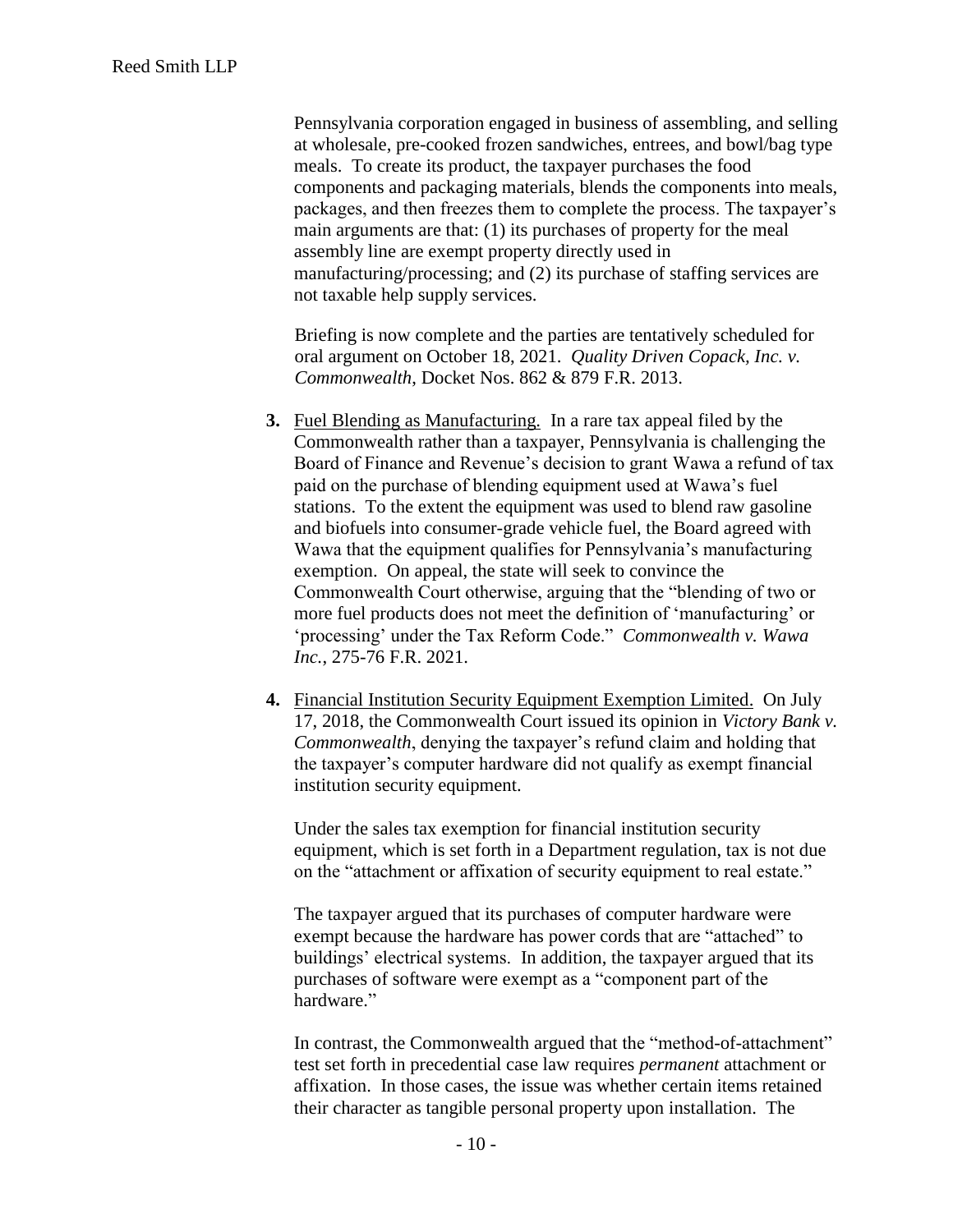Pennsylvania corporation engaged in business of assembling, and selling at wholesale, pre-cooked frozen sandwiches, entrees, and bowl/bag type meals. To create its product, the taxpayer purchases the food components and packaging materials, blends the components into meals, packages, and then freezes them to complete the process. The taxpayer's main arguments are that: (1) its purchases of property for the meal assembly line are exempt property directly used in manufacturing/processing; and (2) its purchase of staffing services are not taxable help supply services.

Briefing is now complete and the parties are tentatively scheduled for oral argument on October 18, 2021. *Quality Driven Copack, Inc. v. Commonwealth*, Docket Nos. 862 & 879 F.R. 2013.

**3.** Fuel Blending as Manufacturing. In a rare tax appeal filed by the Commonwealth rather than a taxpayer, Pennsylvania is challenging the Board of Finance and Revenue's decision to grant Wawa a refund of tax paid on the purchase of blending equipment used at Wawa's fuel stations. To the extent the equipment was used to blend raw gasoline and biofuels into consumer-grade vehicle fuel, the Board agreed with Wawa that the equipment qualifies for Pennsylvania's manufacturing exemption. On appeal, the state will seek to convince the Commonwealth Court otherwise, arguing that the "blending of two or more fuel products does not meet the definition of 'manufacturing' or 'processing' under the Tax Reform Code." *Commonwealth v. Wawa Inc.*, 275-76 F.R. 2021.

**4.** Financial Institution Security Equipment Exemption Limited. On July 17, 2018, the Commonwealth Court issued its opinion in *Victory Bank v. Commonwealth*, denying the taxpayer's refund claim and holding that the taxpayer's computer hardware did not qualify as exempt financial institution security equipment.

Under the sales tax exemption for financial institution security equipment, which is set forth in a Department regulation, tax is not due on the "attachment or affixation of security equipment to real estate."

The taxpayer argued that its purchases of computer hardware were exempt because the hardware has power cords that are "attached" to buildings' electrical systems. In addition, the taxpayer argued that its purchases of software were exempt as a "component part of the hardware."

In contrast, the Commonwealth argued that the "method-of-attachment" test set forth in precedential case law requires *permanent* attachment or affixation. In those cases, the issue was whether certain items retained their character as tangible personal property upon installation. The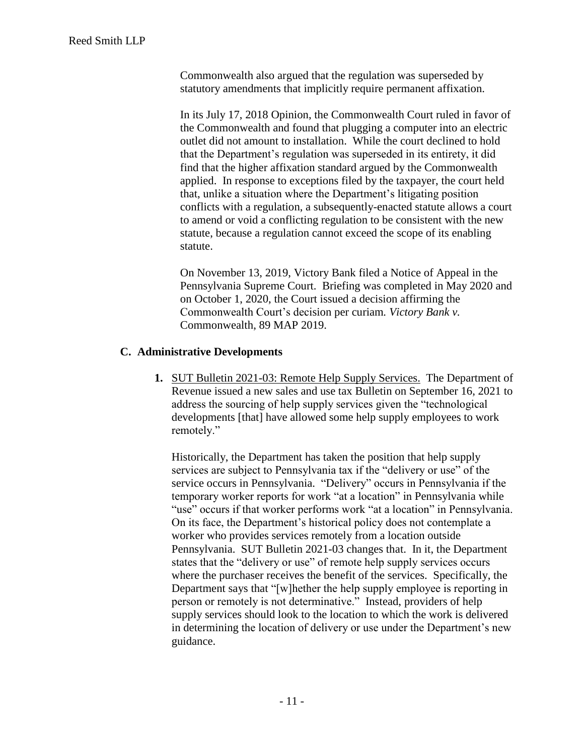Commonwealth also argued that the regulation was superseded by statutory amendments that implicitly require permanent affixation.

In its July 17, 2018 Opinion, the Commonwealth Court ruled in favor of the Commonwealth and found that plugging a computer into an electric outlet did not amount to installation. While the court declined to hold that the Department's regulation was superseded in its entirety, it did find that the higher affixation standard argued by the Commonwealth applied. In response to exceptions filed by the taxpayer, the court held that, unlike a situation where the Department's litigating position conflicts with a regulation, a subsequently-enacted statute allows a court to amend or void a conflicting regulation to be consistent with the new statute, because a regulation cannot exceed the scope of its enabling statute.

On November 13, 2019, Victory Bank filed a Notice of Appeal in the Pennsylvania Supreme Court. Briefing was completed in May 2020 and on October 1, 2020, the Court issued a decision affirming the Commonwealth Court's decision per curiam. *Victory Bank v.* Commonwealth, 89 MAP 2019.

### C. Administrative Developments

1. SUT Bulletin 2021-03: Remote Help Supply Services. The Department of Revenue issued a new sales and use tax Bulletin on September 16, 2021 to address the sourcing of help supply services given the "technological developments [that] have allowed some help supply employees to work remotely."

   Historically, the Department has taken the position that help supply services are subject to Pennsylvania tax if the "delivery or use" of the service occurs in Pennsylvania. "Delivery" occurs in Pennsylvania if the temporary worker reports for work "at a location" in Pennsylvania while "use" occurs if that worker performs work "at a location" in Pennsylvania. On its face, the Department's historical policy does not contemplate a worker who provides services remotely from a location outside Pennsylvania. SUT Bulletin 2021-03 changes that. In it, the Department states that the "delivery or use" of remote help supply services occurs where the purchaser receives the benefit of the services. Specifically, the Department says that "[w]hether the help supply employee is reporting in person or remotely is not determinative." Instead, providers of help supply services should look to the location to which the work is delivered in determining the location of delivery or use under the Department's new guidance.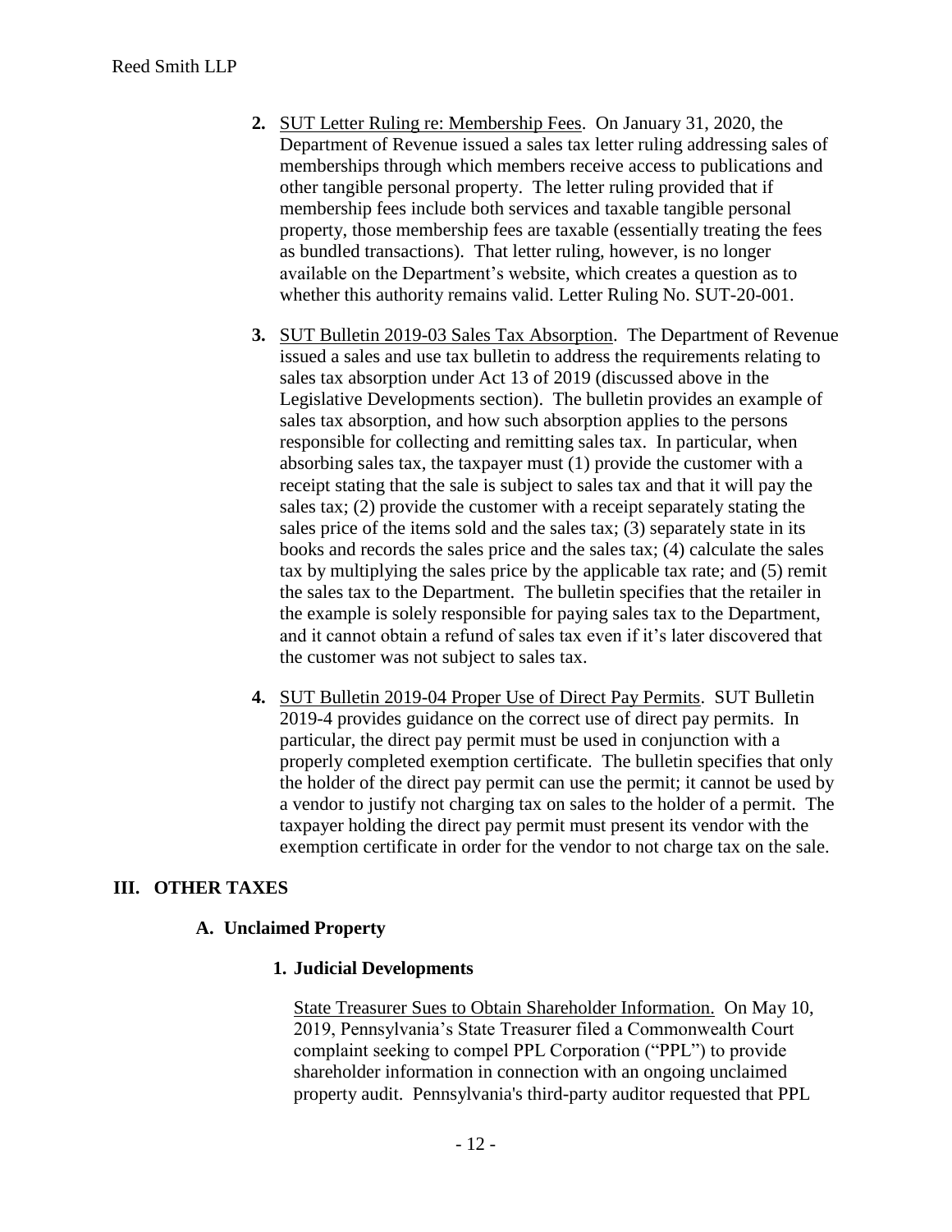2. <u>SUT Letter Ruling re: Membership Fees</u>. On January 31, 2020, the Department of Revenue issued a sales tax letter ruling addressing sales of memberships through which members receive access to publications and other tangible personal property. The letter ruling provided that if membership fees include both services and taxable tangible personal property, those membership fees are taxable (essentially treating the fees as bundled transactions). That letter ruling, however, is no longer available on the Department's website, which creates a question as to whether this authority remains valid. Letter Ruling No. SUT-20-001.

3. <u>SUT Bulletin 2019-03 Sales Tax Absorption</u>. The Department of Revenue issued a sales and use tax bulletin to address the requirements relating to sales tax absorption under Act 13 of 2019 (discussed above in the Legislative Developments section). The bulletin provides an example of sales tax absorption, and how such absorption applies to the persons responsible for collecting and remitting sales tax. In particular, when absorbing sales tax, the taxpayer must (1) provide the customer with a receipt stating that the sale is subject to sales tax and that it will pay the sales tax; (2) provide the customer with a receipt separately stating the sales price of the items sold and the sales tax; (3) separately state in its books and records the sales price and the sales tax; (4) calculate the sales tax by multiplying the sales price by the applicable tax rate; and (5) remit the sales tax to the Department. The bulletin specifies that the retailer in the example is solely responsible for paying sales tax to the Department, and it cannot obtain a refund of sales tax even if it's later discovered that the customer was not subject to sales tax.

4. <u>SUT Bulletin 2019-04 Proper Use of Direct Pay Permits</u>. SUT Bulletin 2019-4 provides guidance on the correct use of direct pay permits. In particular, the direct pay permit must be used in conjunction with a properly completed exemption certificate. The bulletin specifies that only the holder of the direct pay permit can use the permit; it cannot be used by a vendor to justify not charging tax on sales to the holder of a permit. The taxpayer holding the direct pay permit must present its vendor with the exemption certificate in order for the vendor to not charge tax on the sale.

## III. OTHER TAXES

### A. Unclaimed Property

#### 1. Judicial Developments

<u>State Treasurer Sues to Obtain Shareholder Information.</u> On May 10, 2019, Pennsylvania's State Treasurer filed a Commonwealth Court complaint seeking to compel PPL Corporation ("PPL") to provide shareholder information in connection with an ongoing unclaimed property audit. Pennsylvania's third-party auditor requested that PPL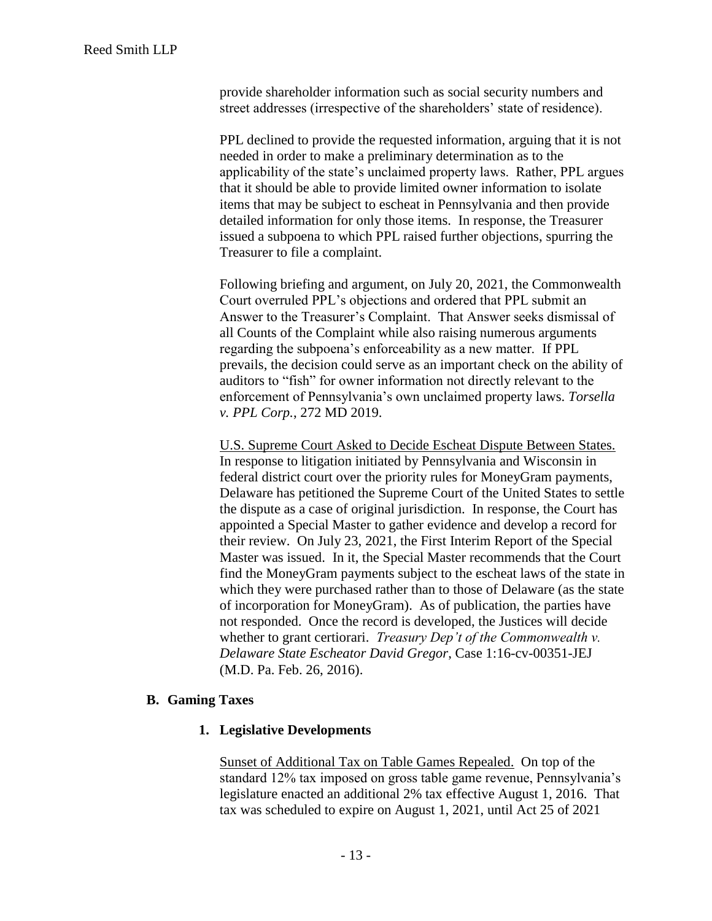provide shareholder information such as social security numbers and street addresses (irrespective of the shareholders' state of residence).

PPL declined to provide the requested information, arguing that it is not needed in order to make a preliminary determination as to the applicability of the state's unclaimed property laws. Rather, PPL argues that it should be able to provide limited owner information to isolate items that may be subject to escheat in Pennsylvania and then provide detailed information for only those items. In response, the Treasurer issued a subpoena to which PPL raised further objections, spurring the Treasurer to file a complaint.

Following briefing and argument, on July 20, 2021, the Commonwealth Court overruled PPL's objections and ordered that PPL submit an Answer to the Treasurer's Complaint. That Answer seeks dismissal of all Counts of the Complaint while also raising numerous arguments regarding the subpoena's enforceability as a new matter. If PPL prevails, the decision could serve as an important check on the ability of auditors to "fish" for owner information not directly relevant to the enforcement of Pennsylvania's own unclaimed property laws. *Torsella v. PPL Corp.*, 272 MD 2019.

<u>U.S. Supreme Court Asked to Decide Escheat Dispute Between States.</u> In response to litigation initiated by Pennsylvania and Wisconsin in federal district court over the priority rules for MoneyGram payments, Delaware has petitioned the Supreme Court of the United States to settle the dispute as a case of original jurisdiction. In response, the Court has appointed a Special Master to gather evidence and develop a record for their review. On July 23, 2021, the First Interim Report of the Special Master was issued. In it, the Special Master recommends that the Court find the MoneyGram payments subject to the escheat laws of the state in which they were purchased rather than to those of Delaware (as the state of incorporation for MoneyGram). As of publication, the parties have not responded. Once the record is developed, the Justices will decide whether to grant certiorari. *Treasury Dep't of the Commonwealth v. Delaware State Escheator David Gregor*, Case 1:16-cv-00351-JEJ (M.D. Pa. Feb. 26, 2016).

### B. Gaming Taxes

#### 1. Legislative Developments

<u>Sunset of Additional Tax on Table Games Repealed.</u> On top of the standard 12% tax imposed on gross table game revenue, Pennsylvania's legislature enacted an additional 2% tax effective August 1, 2016. That tax was scheduled to expire on August 1, 2021, until Act 25 of 2021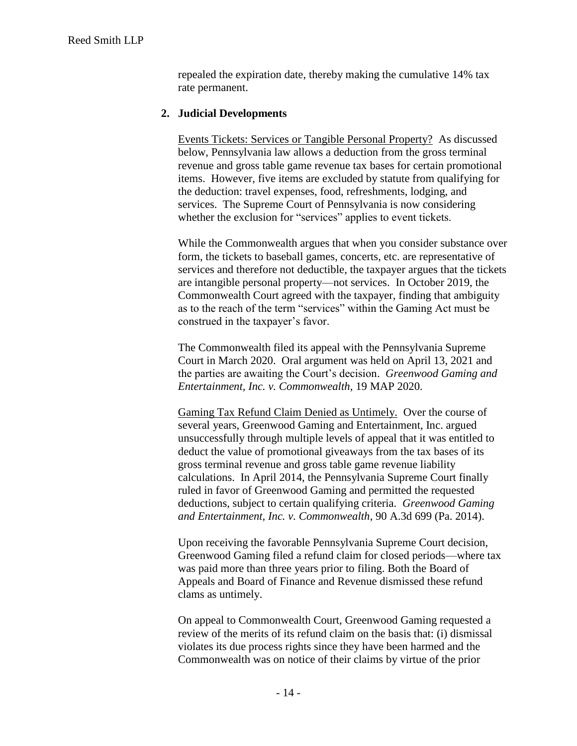repealed the expiration date, thereby making the cumulative 14% tax rate permanent.

**2. Judicial Developments**

Events Tickets: Services or Tangible Personal Property? As discussed below, Pennsylvania law allows a deduction from the gross terminal revenue and gross table game revenue tax bases for certain promotional items. However, five items are excluded by statute from qualifying for the deduction: travel expenses, food, refreshments, lodging, and services. The Supreme Court of Pennsylvania is now considering whether the exclusion for "services" applies to event tickets.

While the Commonwealth argues that when you consider substance over form, the tickets to baseball games, concerts, etc. are representative of services and therefore not deductible, the taxpayer argues that the tickets are intangible personal property—not services. In October 2019, the Commonwealth Court agreed with the taxpayer, finding that ambiguity as to the reach of the term "services" within the Gaming Act must be construed in the taxpayer's favor.

The Commonwealth filed its appeal with the Pennsylvania Supreme Court in March 2020. Oral argument was held on April 13, 2021 and the parties are awaiting the Court's decision. *Greenwood Gaming and Entertainment, Inc. v. Commonwealth*, 19 MAP 2020.

Gaming Tax Refund Claim Denied as Untimely. Over the course of several years, Greenwood Gaming and Entertainment, Inc. argued unsuccessfully through multiple levels of appeal that it was entitled to deduct the value of promotional giveaways from the tax bases of its gross terminal revenue and gross table game revenue liability calculations. In April 2014, the Pennsylvania Supreme Court finally ruled in favor of Greenwood Gaming and permitted the requested deductions, subject to certain qualifying criteria. *Greenwood Gaming and Entertainment, Inc. v. Commonwealth*, 90 A.3d 699 (Pa. 2014).

Upon receiving the favorable Pennsylvania Supreme Court decision, Greenwood Gaming filed a refund claim for closed periods—where tax was paid more than three years prior to filing. Both the Board of Appeals and Board of Finance and Revenue dismissed these refund clams as untimely.

On appeal to Commonwealth Court, Greenwood Gaming requested a review of the merits of its refund claim on the basis that: (i) dismissal violates its due process rights since they have been harmed and the Commonwealth was on notice of their claims by virtue of the prior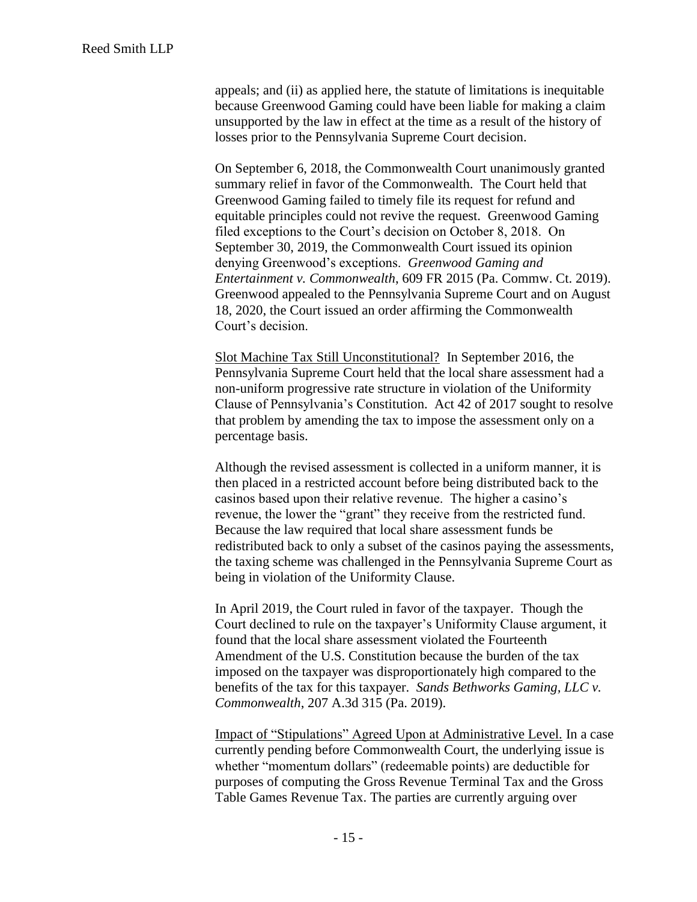appeals; and (ii) as applied here, the statute of limitations is inequitable because Greenwood Gaming could have been liable for making a claim unsupported by the law in effect at the time as a result of the history of losses prior to the Pennsylvania Supreme Court decision.

On September 6, 2018, the Commonwealth Court unanimously granted summary relief in favor of the Commonwealth. The Court held that Greenwood Gaming failed to timely file its request for refund and equitable principles could not revive the request. Greenwood Gaming filed exceptions to the Court's decision on October 8, 2018. On September 30, 2019, the Commonwealth Court issued its opinion denying Greenwood's exceptions. *Greenwood Gaming and Entertainment v. Commonwealth*, 609 FR 2015 (Pa. Commw. Ct. 2019). Greenwood appealed to the Pennsylvania Supreme Court and on August 18, 2020, the Court issued an order affirming the Commonwealth Court's decision.

<u>Slot Machine Tax Still Unconstitutional?</u> In September 2016, the Pennsylvania Supreme Court held that the local share assessment had a non-uniform progressive rate structure in violation of the Uniformity Clause of Pennsylvania's Constitution. Act 42 of 2017 sought to resolve that problem by amending the tax to impose the assessment only on a percentage basis.

Although the revised assessment is collected in a uniform manner, it is then placed in a restricted account before being distributed back to the casinos based upon their relative revenue. The higher a casino's revenue, the lower the "grant" they receive from the restricted fund. Because the law required that local share assessment funds be redistributed back to only a subset of the casinos paying the assessments, the taxing scheme was challenged in the Pennsylvania Supreme Court as being in violation of the Uniformity Clause.

In April 2019, the Court ruled in favor of the taxpayer. Though the Court declined to rule on the taxpayer's Uniformity Clause argument, it found that the local share assessment violated the Fourteenth Amendment of the U.S. Constitution because the burden of the tax imposed on the taxpayer was disproportionately high compared to the benefits of the tax for this taxpayer. *Sands Bethworks Gaming, LLC v. Commonwealth*, 207 A.3d 315 (Pa. 2019).

<u>Impact of "Stipulations" Agreed Upon at Administrative Level.</u> In a case currently pending before Commonwealth Court, the underlying issue is whether "momentum dollars" (redeemable points) are deductible for purposes of computing the Gross Revenue Terminal Tax and the Gross Table Games Revenue Tax. The parties are currently arguing over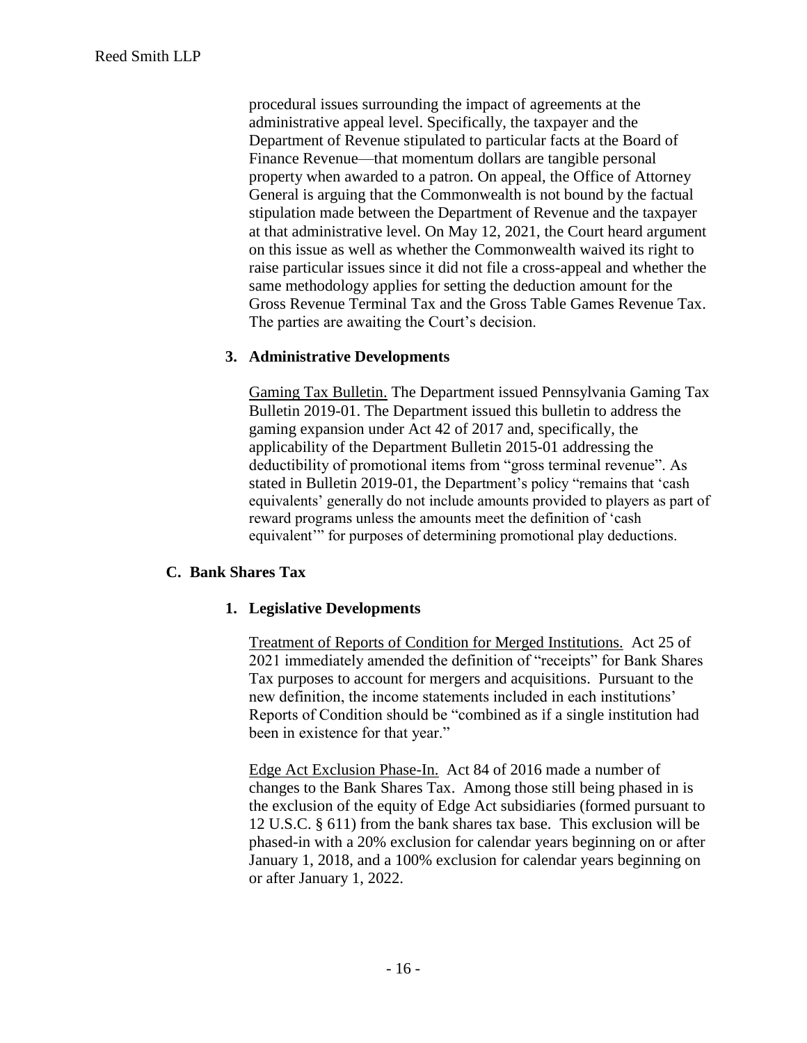procedural issues surrounding the impact of agreements at the administrative appeal level. Specifically, the taxpayer and the Department of Revenue stipulated to particular facts at the Board of Finance Revenue—that momentum dollars are tangible personal property when awarded to a patron. On appeal, the Office of Attorney General is arguing that the Commonwealth is not bound by the factual stipulation made between the Department of Revenue and the taxpayer at that administrative level. On May 12, 2021, the Court heard argument on this issue as well as whether the Commonwealth waived its right to raise particular issues since it did not file a cross-appeal and whether the same methodology applies for setting the deduction amount for the Gross Revenue Terminal Tax and the Gross Table Games Revenue Tax. The parties are awaiting the Court's decision.

### 3. Administrative Developments

Gaming Tax Bulletin. The Department issued Pennsylvania Gaming Tax Bulletin 2019-01. The Department issued this bulletin to address the gaming expansion under Act 42 of 2017 and, specifically, the applicability of the Department Bulletin 2015-01 addressing the deductibility of promotional items from "gross terminal revenue". As stated in Bulletin 2019-01, the Department's policy "remains that 'cash equivalents' generally do not include amounts provided to players as part of reward programs unless the amounts meet the definition of 'cash equivalent'" for purposes of determining promotional play deductions.

## C. Bank Shares Tax

### 1. Legislative Developments

Treatment of Reports of Condition for Merged Institutions. Act 25 of 2021 immediately amended the definition of "receipts" for Bank Shares Tax purposes to account for mergers and acquisitions. Pursuant to the new definition, the income statements included in each institutions' Reports of Condition should be "combined as if a single institution had been in existence for that year."

Edge Act Exclusion Phase-In. Act 84 of 2016 made a number of changes to the Bank Shares Tax. Among those still being phased in is the exclusion of the equity of Edge Act subsidiaries (formed pursuant to 12 U.S.C. § 611) from the bank shares tax base. This exclusion will be phased-in with a 20% exclusion for calendar years beginning on or after January 1, 2018, and a 100% exclusion for calendar years beginning on or after January 1, 2022.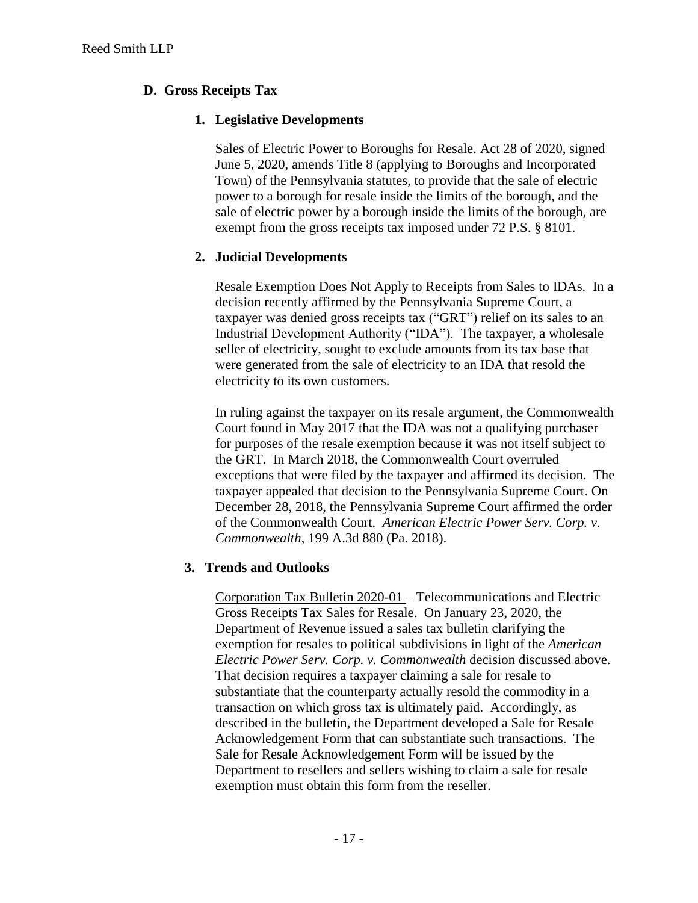## D. Gross Receipts Tax

### 1. Legislative Developments

Sales of Electric Power to Boroughs for Resale. Act 28 of 2020, signed June 5, 2020, amends Title 8 (applying to Boroughs and Incorporated Town) of the Pennsylvania statutes, to provide that the sale of electric power to a borough for resale inside the limits of the borough, and the sale of electric power by a borough inside the limits of the borough, are exempt from the gross receipts tax imposed under 72 P.S. § 8101.

### 2. Judicial Developments

Resale Exemption Does Not Apply to Receipts from Sales to IDAs. In a decision recently affirmed by the Pennsylvania Supreme Court, a taxpayer was denied gross receipts tax ("GRT") relief on its sales to an Industrial Development Authority ("IDA"). The taxpayer, a wholesale seller of electricity, sought to exclude amounts from its tax base that were generated from the sale of electricity to an IDA that resold the electricity to its own customers.

In ruling against the taxpayer on its resale argument, the Commonwealth Court found in May 2017 that the IDA was not a qualifying purchaser for purposes of the resale exemption because it was not itself subject to the GRT. In March 2018, the Commonwealth Court overruled exceptions that were filed by the taxpayer and affirmed its decision. The taxpayer appealed that decision to the Pennsylvania Supreme Court. On December 28, 2018, the Pennsylvania Supreme Court affirmed the order of the Commonwealth Court. *American Electric Power Serv. Corp. v. Commonwealth*, 199 A.3d 880 (Pa. 2018).

### 3. Trends and Outlooks

Corporation Tax Bulletin 2020-01 – Telecommunications and Electric Gross Receipts Tax Sales for Resale. On January 23, 2020, the Department of Revenue issued a sales tax bulletin clarifying the exemption for resales to political subdivisions in light of the *American Electric Power Serv. Corp. v. Commonwealth* decision discussed above. That decision requires a taxpayer claiming a sale for resale to substantiate that the counterparty actually resold the commodity in a transaction on which gross tax is ultimately paid. Accordingly, as described in the bulletin, the Department developed a Sale for Resale Acknowledgement Form that can substantiate such transactions. The Sale for Resale Acknowledgement Form will be issued by the Department to resellers and sellers wishing to claim a sale for resale exemption must obtain this form from the reseller.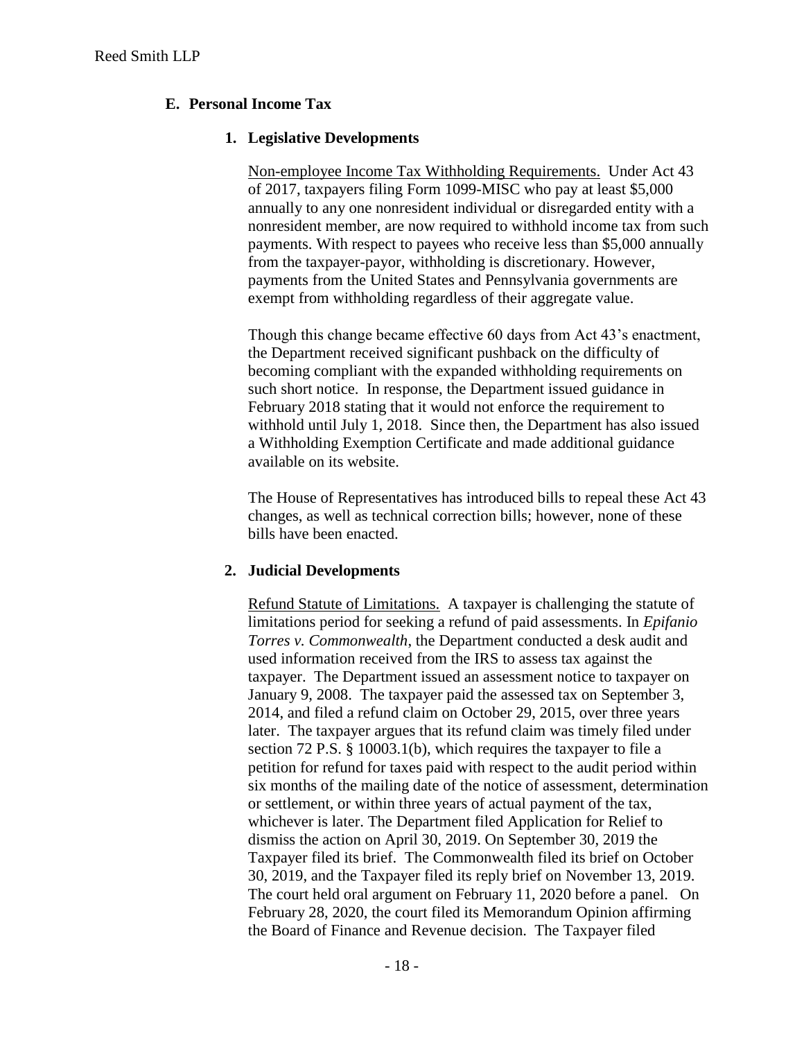## E. Personal Income Tax

### 1. Legislative Developments

Non-employee Income Tax Withholding Requirements. Under Act 43 of 2017, taxpayers filing Form 1099-MISC who pay at least $5,000 annually to any one nonresident individual or disregarded entity with a nonresident member, are now required to withhold income tax from such payments. With respect to payees who receive less than $5,000 annually from the taxpayer-payor, withholding is discretionary. However, payments from the United States and Pennsylvania governments are exempt from withholding regardless of their aggregate value.

Though this change became effective 60 days from Act 43's enactment, the Department received significant pushback on the difficulty of becoming compliant with the expanded withholding requirements on such short notice. In response, the Department issued guidance in February 2018 stating that it would not enforce the requirement to withhold until July 1, 2018. Since then, the Department has also issued a Withholding Exemption Certificate and made additional guidance available on its website.

The House of Representatives has introduced bills to repeal these Act 43 changes, as well as technical correction bills; however, none of these bills have been enacted.

### 2. Judicial Developments

Refund Statute of Limitations. A taxpayer is challenging the statute of limitations period for seeking a refund of paid assessments. In *Epifanio Torres v. Commonwealth*, the Department conducted a desk audit and used information received from the IRS to assess tax against the taxpayer. The Department issued an assessment notice to taxpayer on January 9, 2008. The taxpayer paid the assessed tax on September 3, 2014, and filed a refund claim on October 29, 2015, over three years later. The taxpayer argues that its refund claim was timely filed under section 72 P.S. § 10003.1(b), which requires the taxpayer to file a petition for refund for taxes paid with respect to the audit period within six months of the mailing date of the notice of assessment, determination or settlement, or within three years of actual payment of the tax, whichever is later. The Department filed Application for Relief to dismiss the action on April 30, 2019. On September 30, 2019 the Taxpayer filed its brief. The Commonwealth filed its brief on October 30, 2019, and the Taxpayer filed its reply brief on November 13, 2019. The court held oral argument on February 11, 2020 before a panel. On February 28, 2020, the court filed its Memorandum Opinion affirming the Board of Finance and Revenue decision. The Taxpayer filed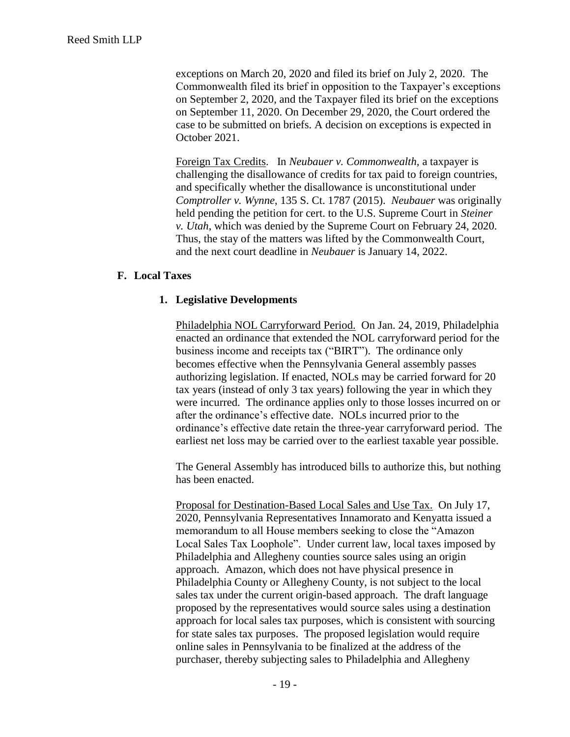exceptions on March 20, 2020 and filed its brief on July 2, 2020. The Commonwealth filed its brief in opposition to the Taxpayer's exceptions on September 2, 2020, and the Taxpayer filed its brief on the exceptions on September 11, 2020. On December 29, 2020, the Court ordered the case to be submitted on briefs. A decision on exceptions is expected in October 2021.

Foreign Tax Credits. In *Neubauer v. Commonwealth*, a taxpayer is challenging the disallowance of credits for tax paid to foreign countries, and specifically whether the disallowance is unconstitutional under *Comptroller v. Wynne*, 135 S. Ct. 1787 (2015). *Neubauer* was originally held pending the petition for cert. to the U.S. Supreme Court in *Steiner v. Utah*, which was denied by the Supreme Court on February 24, 2020. Thus, the stay of the matters was lifted by the Commonwealth Court, and the next court deadline in *Neubauer* is January 14, 2022.

## F. Local Taxes

### 1. Legislative Developments

Philadelphia NOL Carryforward Period. On Jan. 24, 2019, Philadelphia enacted an ordinance that extended the NOL carryforward period for the business income and receipts tax ("BIRT"). The ordinance only becomes effective when the Pennsylvania General assembly passes authorizing legislation. If enacted, NOLs may be carried forward for 20 tax years (instead of only 3 tax years) following the year in which they were incurred. The ordinance applies only to those losses incurred on or after the ordinance's effective date. NOLs incurred prior to the ordinance's effective date retain the three-year carryforward period. The earliest net loss may be carried over to the earliest taxable year possible.

The General Assembly has introduced bills to authorize this, but nothing has been enacted.

Proposal for Destination-Based Local Sales and Use Tax. On July 17, 2020, Pennsylvania Representatives Innamorato and Kenyatta issued a memorandum to all House members seeking to close the "Amazon Local Sales Tax Loophole". Under current law, local taxes imposed by Philadelphia and Allegheny counties source sales using an origin approach. Amazon, which does not have physical presence in Philadelphia County or Allegheny County, is not subject to the local sales tax under the current origin-based approach. The draft language proposed by the representatives would source sales using a destination approach for local sales tax purposes, which is consistent with sourcing for state sales tax purposes. The proposed legislation would require online sales in Pennsylvania to be finalized at the address of the purchaser, thereby subjecting sales to Philadelphia and Allegheny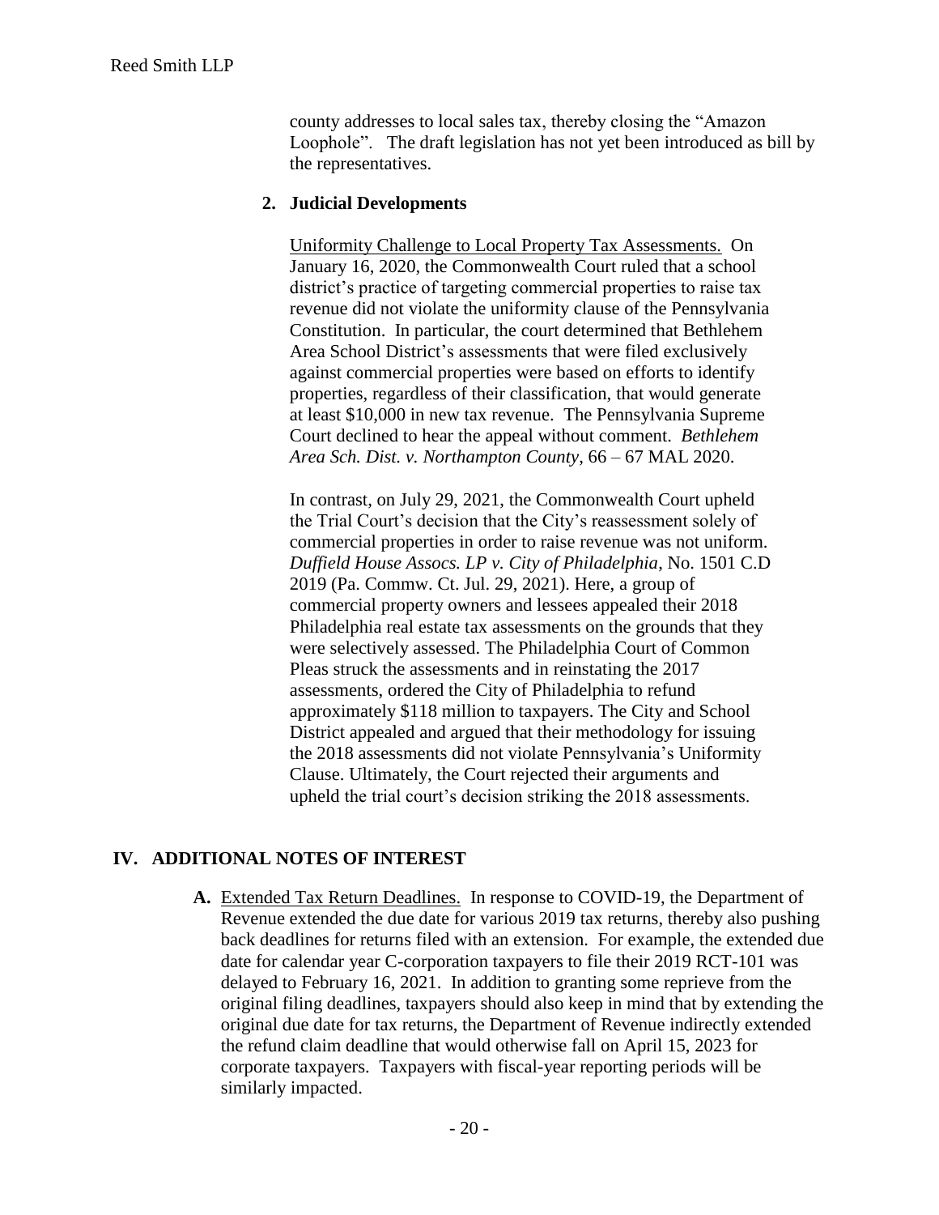county addresses to local sales tax, thereby closing the "Amazon Loophole". The draft legislation has not yet been introduced as bill by the representatives.

**2. Judicial Developments**

Uniformity Challenge to Local Property Tax Assessments. On January 16, 2020, the Commonwealth Court ruled that a school district's practice of targeting commercial properties to raise tax revenue did not violate the uniformity clause of the Pennsylvania Constitution. In particular, the court determined that Bethlehem Area School District's assessments that were filed exclusively against commercial properties were based on efforts to identify properties, regardless of their classification, that would generate at least $10,000 in new tax revenue. The Pennsylvania Supreme Court declined to hear the appeal without comment. *Bethlehem Area Sch. Dist. v. Northampton County*, 66 – 67 MAL 2020.

In contrast, on July 29, 2021, the Commonwealth Court upheld the Trial Court's decision that the City's reassessment solely of commercial properties in order to raise revenue was not uniform. *Duffield House Assocs. LP v. City of Philadelphia*, No. 1501 C.D 2019 (Pa. Commw. Ct. Jul. 29, 2021). Here, a group of commercial property owners and lessees appealed their 2018 Philadelphia real estate tax assessments on the grounds that they were selectively assessed. The Philadelphia Court of Common Pleas struck the assessments and in reinstating the 2017 assessments, ordered the City of Philadelphia to refund approximately $118 million to taxpayers. The City and School District appealed and argued that their methodology for issuing the 2018 assessments did not violate Pennsylvania's Uniformity Clause. Ultimately, the Court rejected their arguments and upheld the trial court's decision striking the 2018 assessments.

## IV. ADDITIONAL NOTES OF INTEREST

**A.** Extended Tax Return Deadlines. In response to COVID-19, the Department of Revenue extended the due date for various 2019 tax returns, thereby also pushing back deadlines for returns filed with an extension. For example, the extended due date for calendar year C-corporation taxpayers to file their 2019 RCT-101 was delayed to February 16, 2021. In addition to granting some reprieve from the original filing deadlines, taxpayers should also keep in mind that by extending the original due date for tax returns, the Department of Revenue indirectly extended the refund claim deadline that would otherwise fall on April 15, 2023 for corporate taxpayers. Taxpayers with fiscal-year reporting periods will be similarly impacted.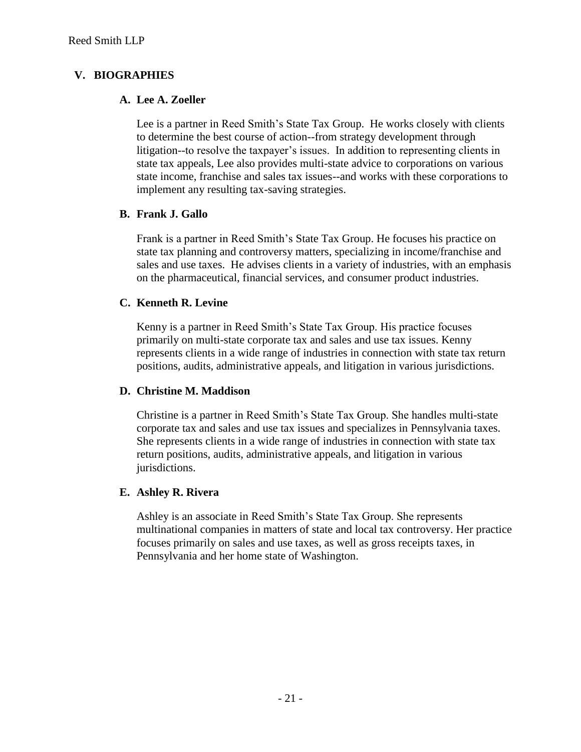## V. BIOGRAPHIES

### A. Lee A. Zoeller

Lee is a partner in Reed Smith's State Tax Group. He works closely with clients to determine the best course of action--from strategy development through litigation--to resolve the taxpayer's issues. In addition to representing clients in state tax appeals, Lee also provides multi-state advice to corporations on various state income, franchise and sales tax issues--and works with these corporations to implement any resulting tax-saving strategies.

### B. Frank J. Gallo

Frank is a partner in Reed Smith's State Tax Group. He focuses his practice on state tax planning and controversy matters, specializing in income/franchise and sales and use taxes. He advises clients in a variety of industries, with an emphasis on the pharmaceutical, financial services, and consumer product industries.

### C. Kenneth R. Levine

Kenny is a partner in Reed Smith's State Tax Group. His practice focuses primarily on multi-state corporate tax and sales and use tax issues. Kenny represents clients in a wide range of industries in connection with state tax return positions, audits, administrative appeals, and litigation in various jurisdictions.

### D. Christine M. Maddison

Christine is a partner in Reed Smith's State Tax Group. She handles multi-state corporate tax and sales and use tax issues and specializes in Pennsylvania taxes. She represents clients in a wide range of industries in connection with state tax return positions, audits, administrative appeals, and litigation in various jurisdictions.

### E. Ashley R. Rivera

Ashley is an associate in Reed Smith's State Tax Group. She represents multinational companies in matters of state and local tax controversy. Her practice focuses primarily on sales and use taxes, as well as gross receipts taxes, in Pennsylvania and her home state of Washington.